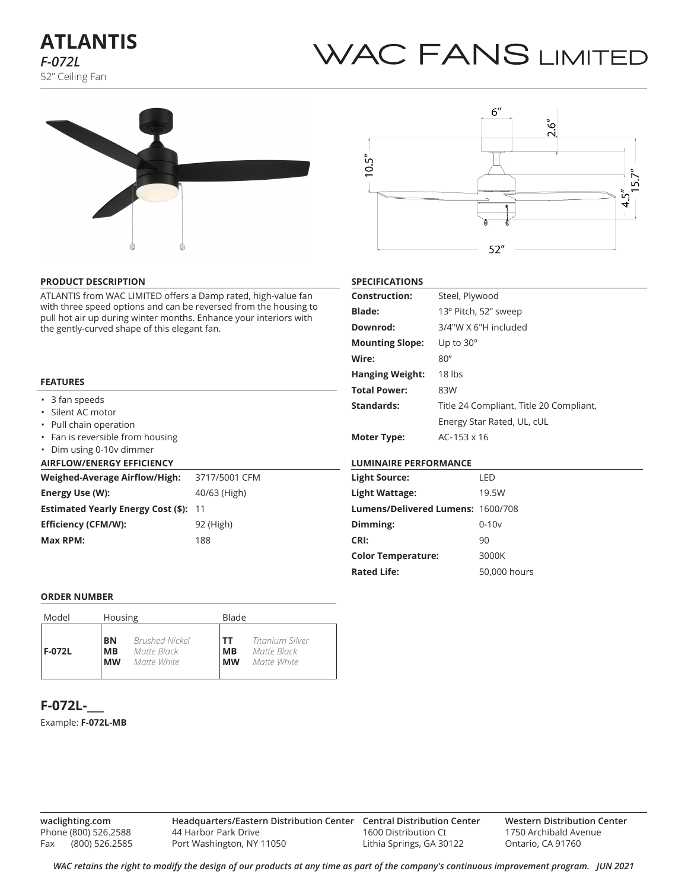# ATLANTIS

*F-072L*

52" Ceiling Fan

WAC FANS LIMITED

## PRODUCT DESCRIPTION

ATLANTIS from WAC LIMITED offers a Damp rated, high-value fan with three speed options and can be reversed from the housing to pull hot air up during winter months. Enhance your interiors with the gently-curved shape of this elegant fan.

## FEATURES

- 3 fan speeds
- Silent AC motor
- Pull chain operation
- Fan is reversible from housing
- Dim using 0-10v dimmer

## AIRFLOW/ENERGY EFFICIENCY

| | |
|---|---|
| **Weighed-Average Airflow/High:** | 3717/5001 CFM |
| **Energy Use (W):** | 40/63 (High) |
| **Estimated Yearly Energy Cost ($):** | 11 |
| **Efficiency (CFM/W):** | 92 (High) |
| **Max RPM:** | 188 |

## SPECIFICATIONS

| | |
|---|---|
| **Construction:** | Steel, Plywood |
| **Blade:** | 13º Pitch, 52" sweep |
| **Downrod:** | 3/4"W X 6"H included |
| **Mounting Slope:** | Up to 30º |
| **Wire:** | 80" |
| **Hanging Weight:** | 18 lbs |
| **Total Power:** | 83W |
| **Standards:** | Title 24 Compliant, Title 20 Compliant, Energy Star Rated, UL, cUL |
| **Moter Type:** | AC-153 x 16 |

## LUMINAIRE PERFORMANCE

| | |
|---|---|
| **Light Source:** | LED |
| **Light Wattage:** | 19.5W |
| **Lumens/Delivered Lumens:** | 1600/708 |
| **Dimming:** | 0-10v |
| **CRI:** | 90 |
| **Color Temperature:** | 3000K |
| **Rated Life:** | 50,000 hours |

## ORDER NUMBER

| Model | Housing | Blade |
|---|---|---|
| **F-072L** | **BN** *Brushed Nickel*<br>**MB** *Matte Black*<br>**MW** *Matte White* | **TT** *Titanium Silver*<br>**MB** *Matte Black*<br>**MW** *Matte White* |

## F-072L-___

Example: **F-072L-MB**

**waclighting.com**
Phone (800) 526.2588
Fax (800) 526.2585

**Headquarters/Eastern Distribution Center**
44 Harbor Park Drive
Port Washington, NY 11050

**Central Distribution Center**
1600 Distribution Ct
Lithia Springs, GA 30122

**Western Distribution Center**
1750 Archibald Avenue
Ontario, CA 91760

*WAC retains the right to modify the design of our products at any time as part of the company's continuous improvement program. JUN 2021*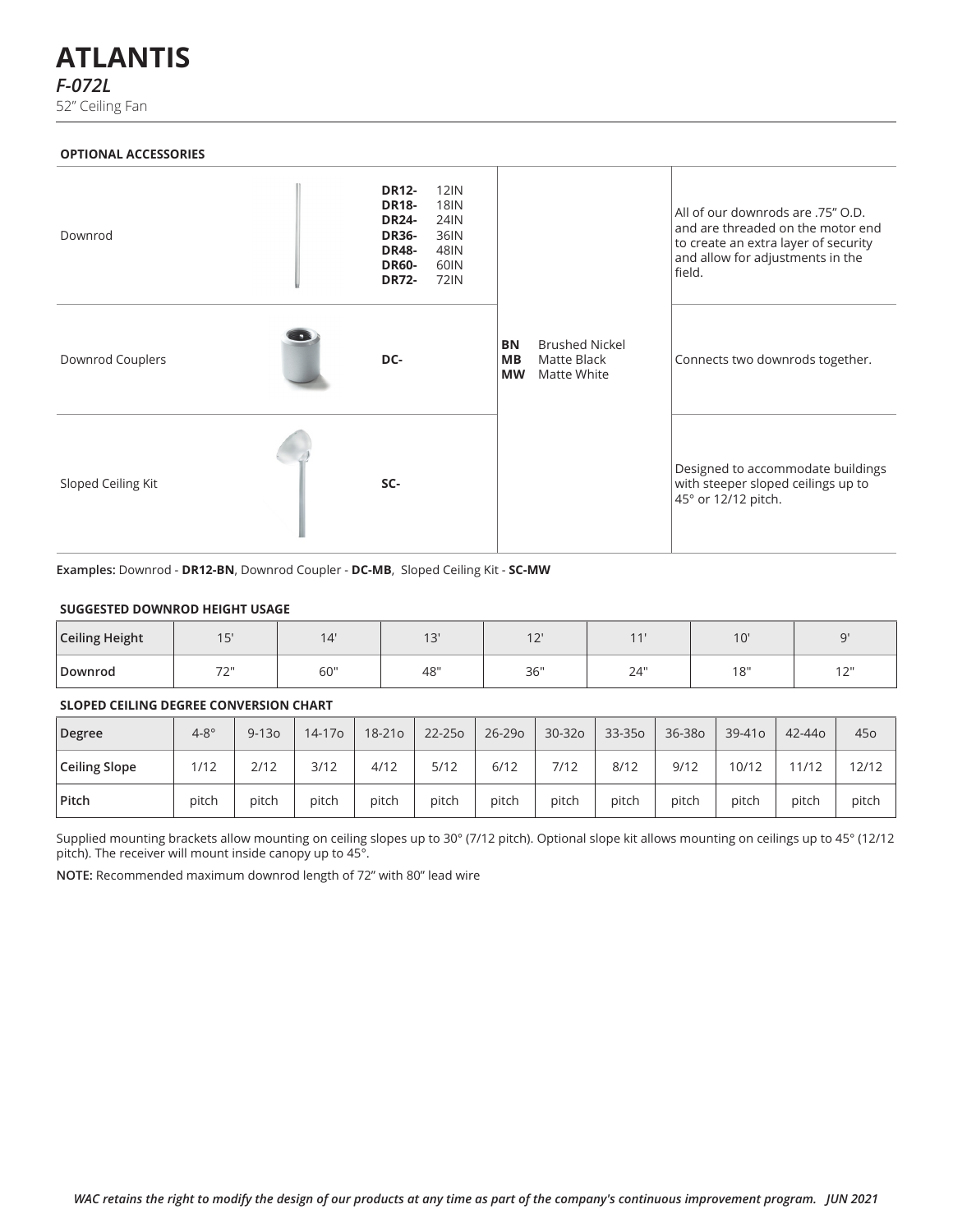# ATLANTIS

***F-072L***

52" Ceiling Fan

---

**OPTIONAL ACCESSORIES**

| | | | | |
|---|---|---|---|---|
| Downrod | | **DR12-** 12IN<br>**DR18-** 18IN<br>**DR24-** 24IN<br>**DR36-** 36IN<br>**DR48-** 48IN<br>**DR60-** 60IN<br>**DR72-** 72IN | **BN** Brushed Nickel<br>**MB** Matte Black<br>**MW** Matte White | All of our downrods are .75" O.D. and are threaded on the motor end to create an extra layer of security and allow for adjustments in the field. |
| Downrod Couplers | | **DC-** | | Connects two downrods together. |
| Sloped Ceiling Kit | | **SC-** | | Designed to accommodate buildings with steeper sloped ceilings up to 45° or 12/12 pitch. |

**Examples:** Downrod - **DR12-BN**, Downrod Coupler - **DC-MB**, Sloped Ceiling Kit - **SC-MW**

**SUGGESTED DOWNROD HEIGHT USAGE**

| Ceiling Height | 15' | 14' | 13' | 12' | 11' | 10' | 9' |
|---|---|---|---|---|---|---|---|
| Downrod | 72" | 60" | 48" | 36" | 24" | 18" | 12" |

**SLOPED CEILING DEGREE CONVERSION CHART**

| Degree | 4-8° | 9-13o | 14-17o | 18-21o | 22-25o | 26-29o | 30-32o | 33-35o | 36-38o | 39-41o | 42-44o | 45o |
|---|---|---|---|---|---|---|---|---|---|---|---|---|
| Ceiling Slope | 1/12 | 2/12 | 3/12 | 4/12 | 5/12 | 6/12 | 7/12 | 8/12 | 9/12 | 10/12 | 11/12 | 12/12 |
| Pitch | pitch | pitch | pitch | pitch | pitch | pitch | pitch | pitch | pitch | pitch | pitch | pitch |

Supplied mounting brackets allow mounting on ceiling slopes up to 30° (7/12 pitch). Optional slope kit allows mounting on ceilings up to 45° (12/12 pitch). The receiver will mount inside canopy up to 45°.

**NOTE:** Recommended maximum downrod length of 72" with 80" lead wire

*WAC retains the right to modify the design of our products at any time as part of the company's continuous improvement program. JUN 2021*